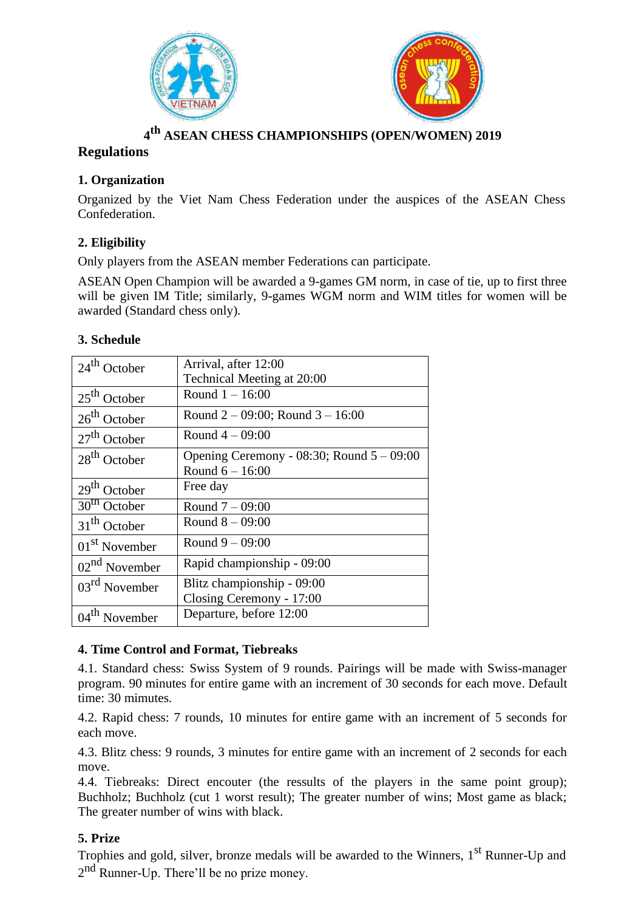# 4th ASEAN CHESS CHAMPIONSHIPS (OPEN/WOMEN) 2019

## Regulations

### 1. Organization

Organized by the Viet Nam Chess Federation under the auspices of the ASEAN Chess Confederation.

### 2. Eligibility

Only players from the ASEAN member Federations can participate.

ASEAN Open Champion will be awarded a 9-games GM norm, in case of tie, up to first three will be given IM Title; similarly, 9-games WGM norm and WIM titles for women will be awarded (Standard chess only).

### 3. Schedule

| | |
|---|---|
| 24th October | Arrival, after 12:00<br>Technical Meeting at 20:00 |
| 25th October | Round 1 – 16:00 |
| 26th October | Round 2 – 09:00; Round 3 – 16:00 |
| 27th October | Round 4 – 09:00 |
| 28th October | Opening Ceremony - 08:30; Round 5 – 09:00<br>Round 6 – 16:00 |
| 29th October | Free day |
| 30th October | Round 7 – 09:00 |
| 31th October | Round 8 – 09:00 |
| 01st November | Round 9 – 09:00 |
| 02nd November | Rapid championship - 09:00 |
| 03rd November | Blitz championship - 09:00<br>Closing Ceremony - 17:00 |
| 04th November | Departure, before 12:00 |

### 4. Time Control and Format, Tiebreaks

4.1. Standard chess: Swiss System of 9 rounds. Pairings will be made with Swiss-manager program. 90 minutes for entire game with an increment of 30 seconds for each move. Default time: 30 mimutes.

4.2. Rapid chess: 7 rounds, 10 minutes for entire game with an increment of 5 seconds for each move.

4.3. Blitz chess: 9 rounds, 3 minutes for entire game with an increment of 2 seconds for each move.

4.4. Tiebreaks: Direct encouter (the ressults of the players in the same point group); Buchholz; Buchholz (cut 1 worst result); The greater number of wins; Most game as black; The greater number of wins with black.

### 5. Prize

Trophies and gold, silver, bronze medals will be awarded to the Winners, 1st Runner-Up and 2nd Runner-Up. There'll be no prize money.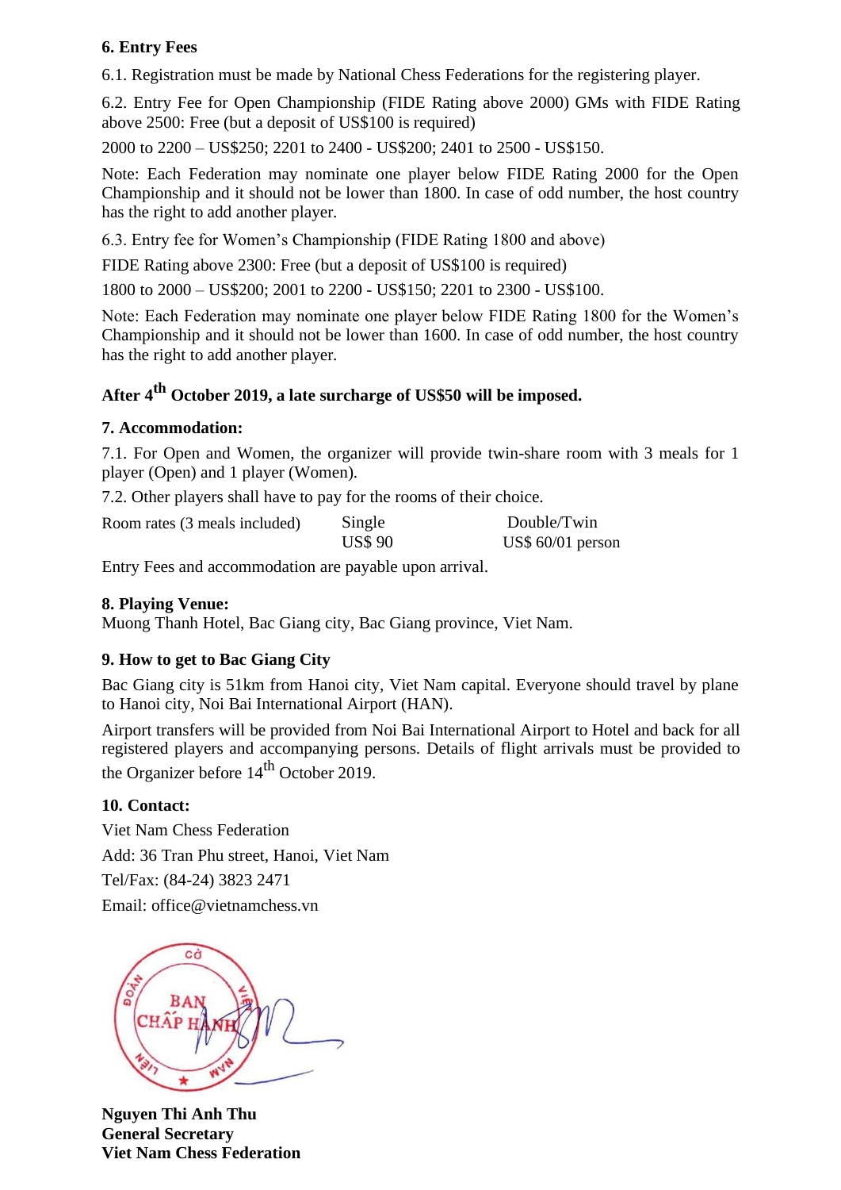**6. Entry Fees**

6.1. Registration must be made by National Chess Federations for the registering player.

6.2. Entry Fee for Open Championship (FIDE Rating above 2000) GMs with FIDE Rating above 2500: Free (but a deposit of US$100 is required)

2000 to 2200 – US$250; 2201 to 2400 - US$200; 2401 to 2500 - US$150.

Note: Each Federation may nominate one player below FIDE Rating 2000 for the Open Championship and it should not be lower than 1800. In case of odd number, the host country has the right to add another player.

6.3. Entry fee for Women's Championship (FIDE Rating 1800 and above)

FIDE Rating above 2300: Free (but a deposit of US$100 is required)

1800 to 2000 – US$200; 2001 to 2200 - US$150; 2201 to 2300 - US$100.

Note: Each Federation may nominate one player below FIDE Rating 1800 for the Women's Championship and it should not be lower than 1600. In case of odd number, the host country has the right to add another player.

**After 4th October 2019, a late surcharge of US$50 will be imposed.**

**7. Accommodation:**

7.1. For Open and Women, the organizer will provide twin-share room with 3 meals for 1 player (Open) and 1 player (Women).

7.2. Other players shall have to pay for the rooms of their choice.

| | | |
|---|---|---|
| Room rates (3 meals included) | Single | Double/Twin |
| | US$ 90 | US$ 60/01 person |

Entry Fees and accommodation are payable upon arrival.

**8. Playing Venue:**
Muong Thanh Hotel, Bac Giang city, Bac Giang province, Viet Nam.

**9. How to get to Bac Giang City**

Bac Giang city is 51km from Hanoi city, Viet Nam capital. Everyone should travel by plane to Hanoi city, Noi Bai International Airport (HAN).

Airport transfers will be provided from Noi Bai International Airport to Hotel and back for all registered players and accompanying persons. Details of flight arrivals must be provided to the Organizer before 14th October 2019.

**10. Contact:**

Viet Nam Chess Federation

Add: 36 Tran Phu street, Hanoi, Viet Nam

Tel/Fax: (84-24) 3823 2471

Email: office@vietnamchess.vn

LIÊN ĐOÀN CỜ VIỆT NAM – BAN CHẤP HÀNH

**Nguyen Thi Anh Thu**
**General Secretary**
**Viet Nam Chess Federation**